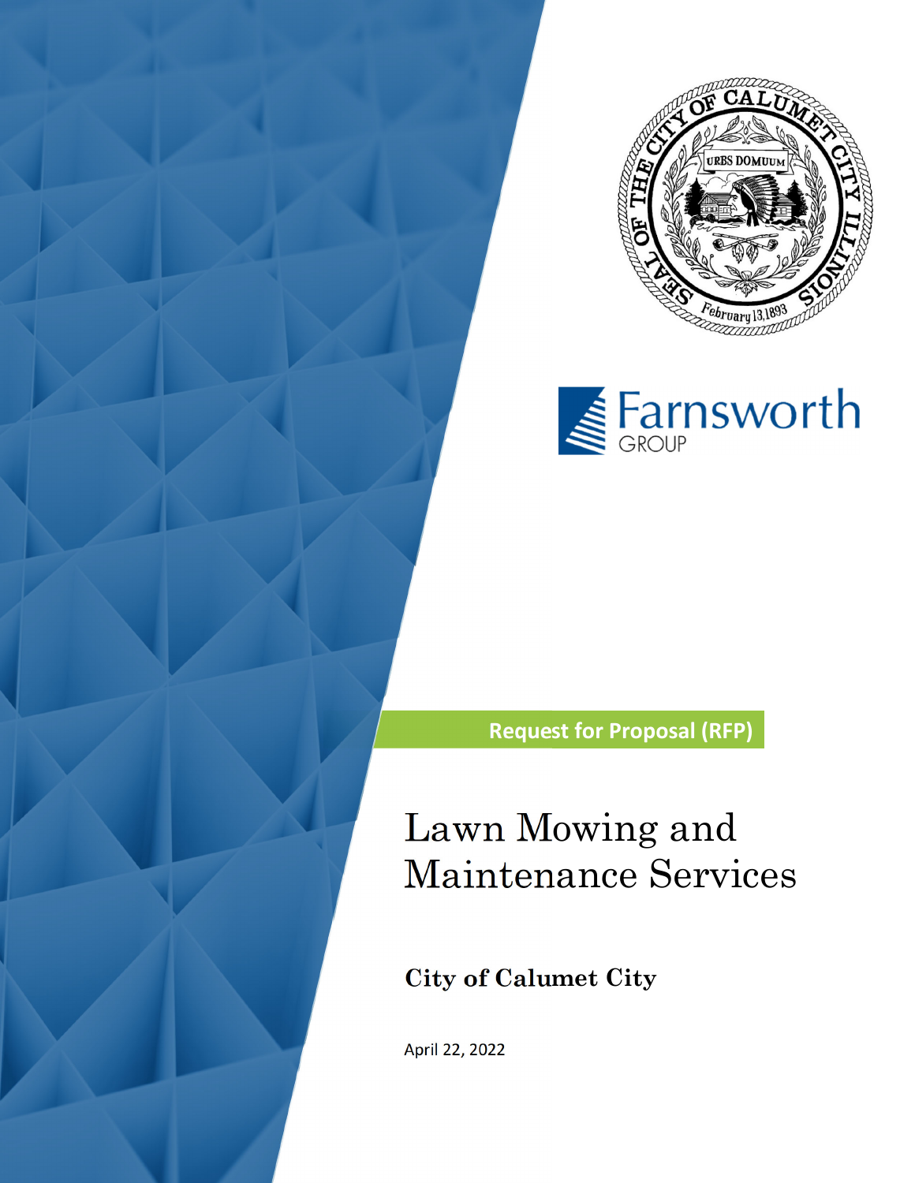Request for Proposal (RFP)

# Lawn Mowing and Maintenance Services

## City of Calumet City

April 22, 2022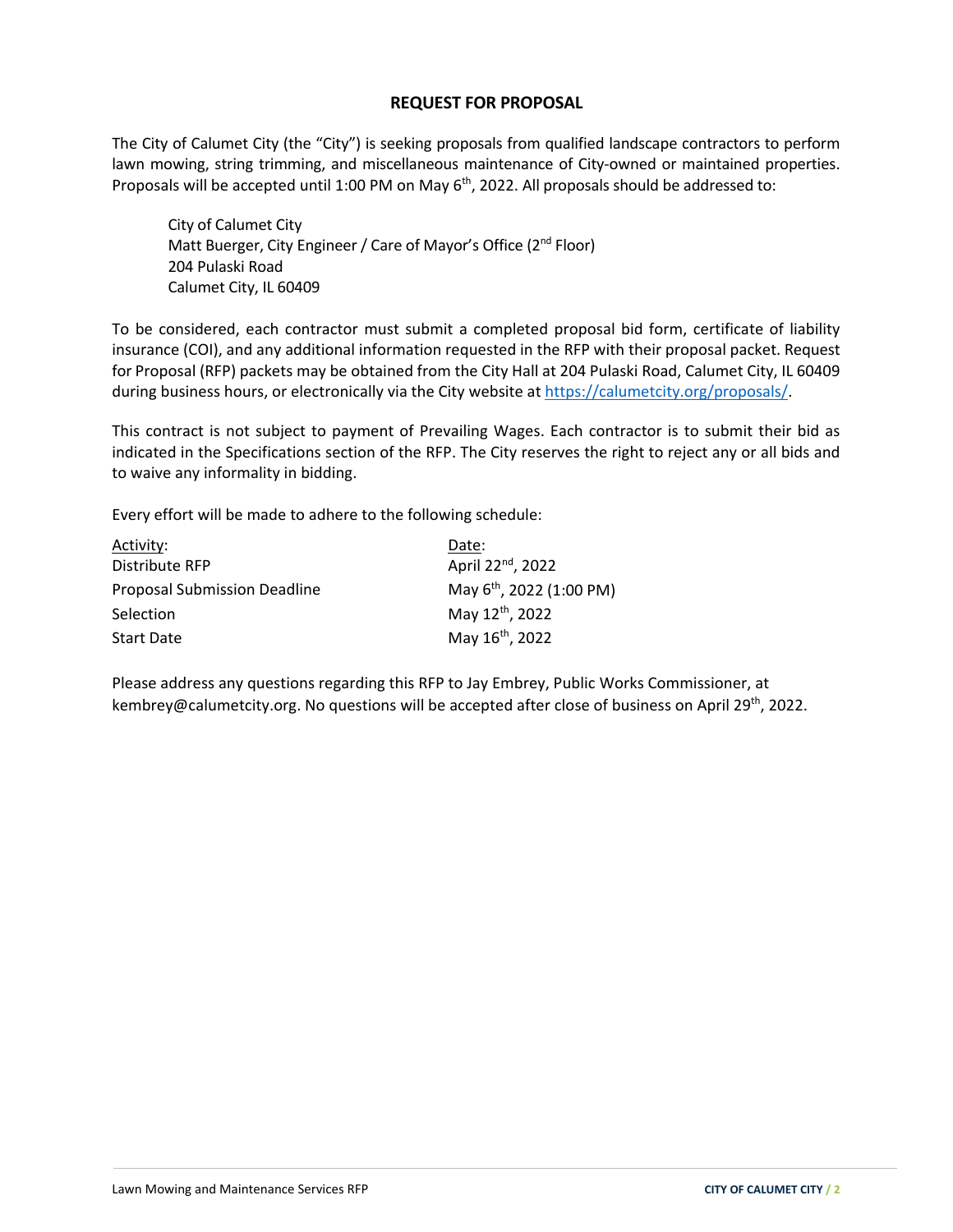## REQUEST FOR PROPOSAL

The City of Calumet City (the "City") is seeking proposals from qualified landscape contractors to perform lawn mowing, string trimming, and miscellaneous maintenance of City-owned or maintained properties. Proposals will be accepted until 1:00 PM on May 6th, 2022. All proposals should be addressed to:

> City of Calumet City
> Matt Buerger, City Engineer / Care of Mayor's Office (2nd Floor)
> 204 Pulaski Road
> Calumet City, IL 60409

To be considered, each contractor must submit a completed proposal bid form, certificate of liability insurance (COI), and any additional information requested in the RFP with their proposal packet. Request for Proposal (RFP) packets may be obtained from the City Hall at 204 Pulaski Road, Calumet City, IL 60409 during business hours, or electronically via the City website at https://calumetcity.org/proposals/.

This contract is not subject to payment of Prevailing Wages. Each contractor is to submit their bid as indicated in the Specifications section of the RFP. The City reserves the right to reject any or all bids and to waive any informality in bidding.

Every effort will be made to adhere to the following schedule:

| Activity: | Date: |
| --- | --- |
| Distribute RFP | April 22nd, 2022 |
| Proposal Submission Deadline | May 6th, 2022 (1:00 PM) |
| Selection | May 12th, 2022 |
| Start Date | May 16th, 2022 |

Please address any questions regarding this RFP to Jay Embrey, Public Works Commissioner, at kembrey@calumetcity.org. No questions will be accepted after close of business on April 29th, 2022.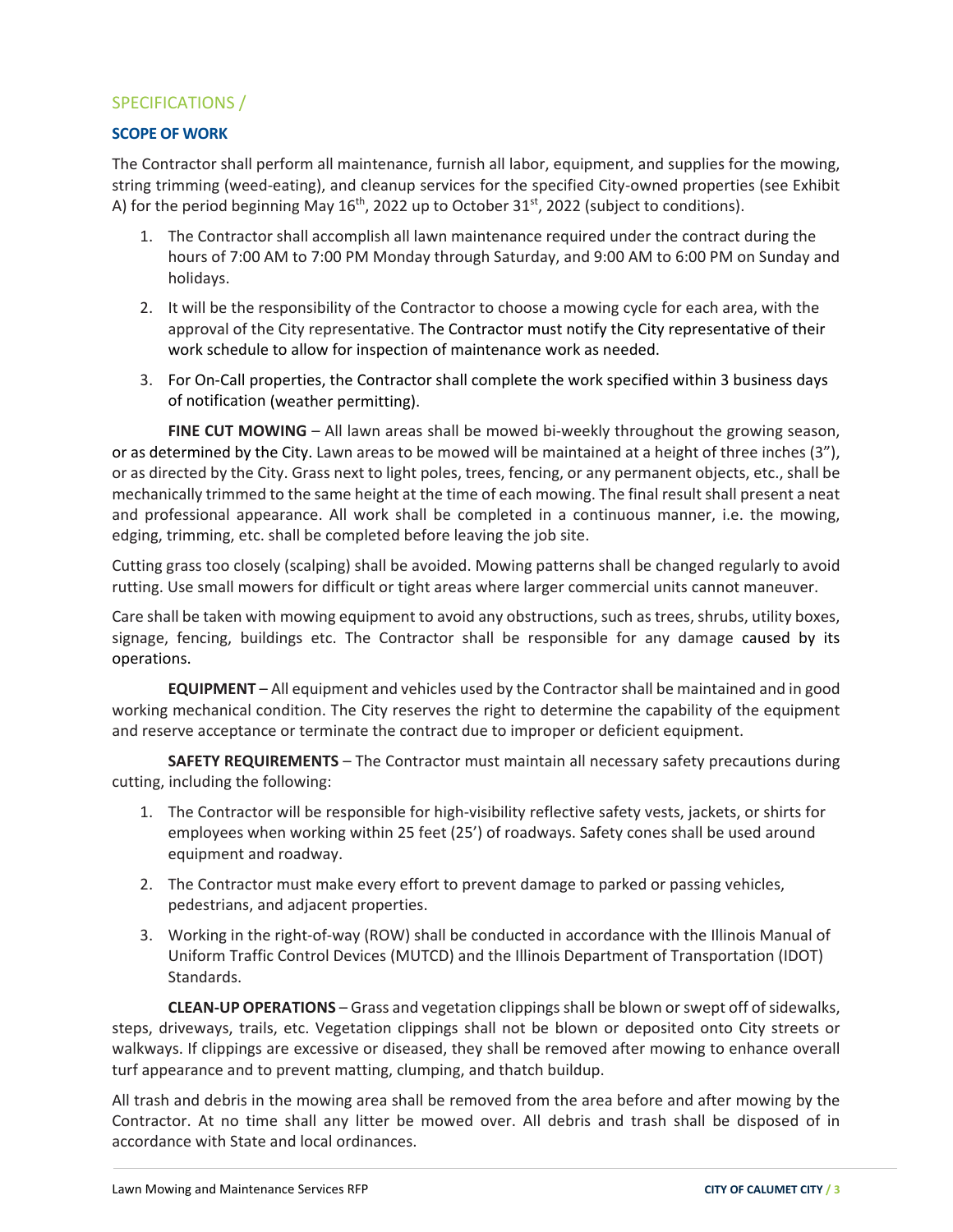## SPECIFICATIONS /

### SCOPE OF WORK

The Contractor shall perform all maintenance, furnish all labor, equipment, and supplies for the mowing, string trimming (weed-eating), and cleanup services for the specified City-owned properties (see Exhibit A) for the period beginning May 16th, 2022 up to October 31st, 2022 (subject to conditions).

1. The Contractor shall accomplish all lawn maintenance required under the contract during the hours of 7:00 AM to 7:00 PM Monday through Saturday, and 9:00 AM to 6:00 PM on Sunday and holidays.
2. It will be the responsibility of the Contractor to choose a mowing cycle for each area, with the approval of the City representative. The Contractor must notify the City representative of their work schedule to allow for inspection of maintenance work as needed.
3. For On-Call properties, the Contractor shall complete the work specified within 3 business days of notification (weather permitting).

**FINE CUT MOWING** – All lawn areas shall be mowed bi-weekly throughout the growing season, or as determined by the City. Lawn areas to be mowed will be maintained at a height of three inches (3"), or as directed by the City. Grass next to light poles, trees, fencing, or any permanent objects, etc., shall be mechanically trimmed to the same height at the time of each mowing. The final result shall present a neat and professional appearance. All work shall be completed in a continuous manner, i.e. the mowing, edging, trimming, etc. shall be completed before leaving the job site.

Cutting grass too closely (scalping) shall be avoided. Mowing patterns shall be changed regularly to avoid rutting. Use small mowers for difficult or tight areas where larger commercial units cannot maneuver.

Care shall be taken with mowing equipment to avoid any obstructions, such as trees, shrubs, utility boxes, signage, fencing, buildings etc. The Contractor shall be responsible for any damage caused by its operations.

**EQUIPMENT** – All equipment and vehicles used by the Contractor shall be maintained and in good working mechanical condition. The City reserves the right to determine the capability of the equipment and reserve acceptance or terminate the contract due to improper or deficient equipment.

**SAFETY REQUIREMENTS** – The Contractor must maintain all necessary safety precautions during cutting, including the following:

1. The Contractor will be responsible for high-visibility reflective safety vests, jackets, or shirts for employees when working within 25 feet (25') of roadways. Safety cones shall be used around equipment and roadway.
2. The Contractor must make every effort to prevent damage to parked or passing vehicles, pedestrians, and adjacent properties.
3. Working in the right-of-way (ROW) shall be conducted in accordance with the Illinois Manual of Uniform Traffic Control Devices (MUTCD) and the Illinois Department of Transportation (IDOT) Standards.

**CLEAN-UP OPERATIONS** – Grass and vegetation clippings shall be blown or swept off of sidewalks, steps, driveways, trails, etc. Vegetation clippings shall not be blown or deposited onto City streets or walkways. If clippings are excessive or diseased, they shall be removed after mowing to enhance overall turf appearance and to prevent matting, clumping, and thatch buildup.

All trash and debris in the mowing area shall be removed from the area before and after mowing by the Contractor. At no time shall any litter be mowed over. All debris and trash shall be disposed of in accordance with State and local ordinances.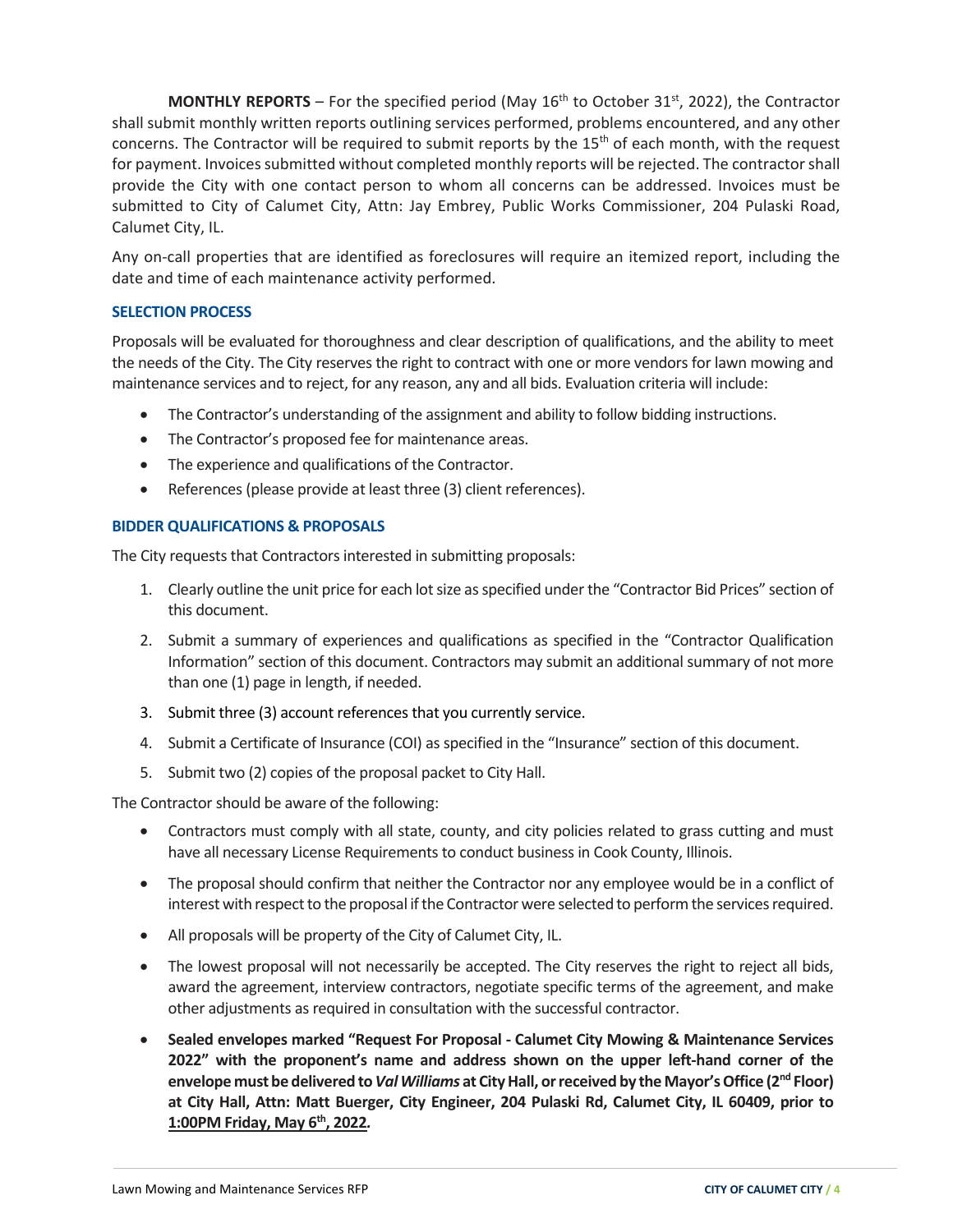**MONTHLY REPORTS** – For the specified period (May 16th to October 31st, 2022), the Contractor shall submit monthly written reports outlining services performed, problems encountered, and any other concerns. The Contractor will be required to submit reports by the 15th of each month, with the request for payment. Invoices submitted without completed monthly reports will be rejected. The contractor shall provide the City with one contact person to whom all concerns can be addressed. Invoices must be submitted to City of Calumet City, Attn: Jay Embrey, Public Works Commissioner, 204 Pulaski Road, Calumet City, IL.

Any on-call properties that are identified as foreclosures will require an itemized report, including the date and time of each maintenance activity performed.

### SELECTION PROCESS

Proposals will be evaluated for thoroughness and clear description of qualifications, and the ability to meet the needs of the City. The City reserves the right to contract with one or more vendors for lawn mowing and maintenance services and to reject, for any reason, any and all bids. Evaluation criteria will include:

- The Contractor's understanding of the assignment and ability to follow bidding instructions.
- The Contractor's proposed fee for maintenance areas.
- The experience and qualifications of the Contractor.
- References (please provide at least three (3) client references).

### BIDDER QUALIFICATIONS & PROPOSALS

The City requests that Contractors interested in submitting proposals:

1. Clearly outline the unit price for each lot size as specified under the "Contractor Bid Prices" section of this document.
2. Submit a summary of experiences and qualifications as specified in the "Contractor Qualification Information" section of this document. Contractors may submit an additional summary of not more than one (1) page in length, if needed.
3. Submit three (3) account references that you currently service.
4. Submit a Certificate of Insurance (COI) as specified in the "Insurance" section of this document.
5. Submit two (2) copies of the proposal packet to City Hall.

The Contractor should be aware of the following:

- Contractors must comply with all state, county, and city policies related to grass cutting and must have all necessary License Requirements to conduct business in Cook County, Illinois.
- The proposal should confirm that neither the Contractor nor any employee would be in a conflict of interest with respect to the proposal if the Contractor were selected to perform the services required.
- All proposals will be property of the City of Calumet City, IL.
- The lowest proposal will not necessarily be accepted. The City reserves the right to reject all bids, award the agreement, interview contractors, negotiate specific terms of the agreement, and make other adjustments as required in consultation with the successful contractor.
- **Sealed envelopes marked "Request For Proposal - Calumet City Mowing & Maintenance Services 2022" with the proponent's name and address shown on the upper left-hand corner of the envelope must be delivered to *Val Williams* at City Hall, or received by the Mayor's Office (2nd Floor) at City Hall, Attn: Matt Buerger, City Engineer, 204 Pulaski Rd, Calumet City, IL 60409, prior to <u>1:00PM Friday, May 6th, 2022</u>*.***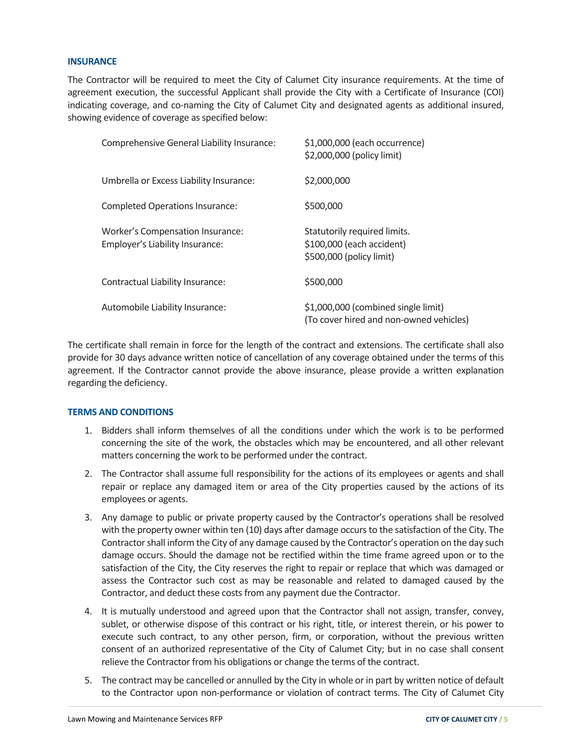## INSURANCE

The Contractor will be required to meet the City of Calumet City insurance requirements. At the time of agreement execution, the successful Applicant shall provide the City with a Certificate of Insurance (COI) indicating coverage, and co-naming the City of Calumet City and designated agents as additional insured, showing evidence of coverage as specified below:

| | |
|---|---|
| Comprehensive General Liability Insurance: | $1,000,000 (each occurrence)<br>$2,000,000 (policy limit) |
| Umbrella or Excess Liability Insurance: | $2,000,000 |
| Completed Operations Insurance: | $500,000 |
| Worker's Compensation Insurance:<br>Employer's Liability Insurance: | Statutorily required limits.<br>$100,000 (each accident)<br>$500,000 (policy limit) |
| Contractual Liability Insurance: | $500,000 |
| Automobile Liability Insurance: | $1,000,000 (combined single limit)<br>(To cover hired and non-owned vehicles) |

The certificate shall remain in force for the length of the contract and extensions. The certificate shall also provide for 30 days advance written notice of cancellation of any coverage obtained under the terms of this agreement. If the Contractor cannot provide the above insurance, please provide a written explanation regarding the deficiency.

## TERMS AND CONDITIONS

1. Bidders shall inform themselves of all the conditions under which the work is to be performed concerning the site of the work, the obstacles which may be encountered, and all other relevant matters concerning the work to be performed under the contract.
2. The Contractor shall assume full responsibility for the actions of its employees or agents and shall repair or replace any damaged item or area of the City properties caused by the actions of its employees or agents.
3. Any damage to public or private property caused by the Contractor's operations shall be resolved with the property owner within ten (10) days after damage occurs to the satisfaction of the City. The Contractor shall inform the City of any damage caused by the Contractor's operation on the day such damage occurs. Should the damage not be rectified within the time frame agreed upon or to the satisfaction of the City, the City reserves the right to repair or replace that which was damaged or assess the Contractor such cost as may be reasonable and related to damaged caused by the Contractor, and deduct these costs from any payment due the Contractor.
4. It is mutually understood and agreed upon that the Contractor shall not assign, transfer, convey, sublet, or otherwise dispose of this contract or his right, title, or interest therein, or his power to execute such contract, to any other person, firm, or corporation, without the previous written consent of an authorized representative of the City of Calumet City; but in no case shall consent relieve the Contractor from his obligations or change the terms of the contract.
5. The contract may be cancelled or annulled by the City in whole or in part by written notice of default to the Contractor upon non-performance or violation of contract terms. The City of Calumet City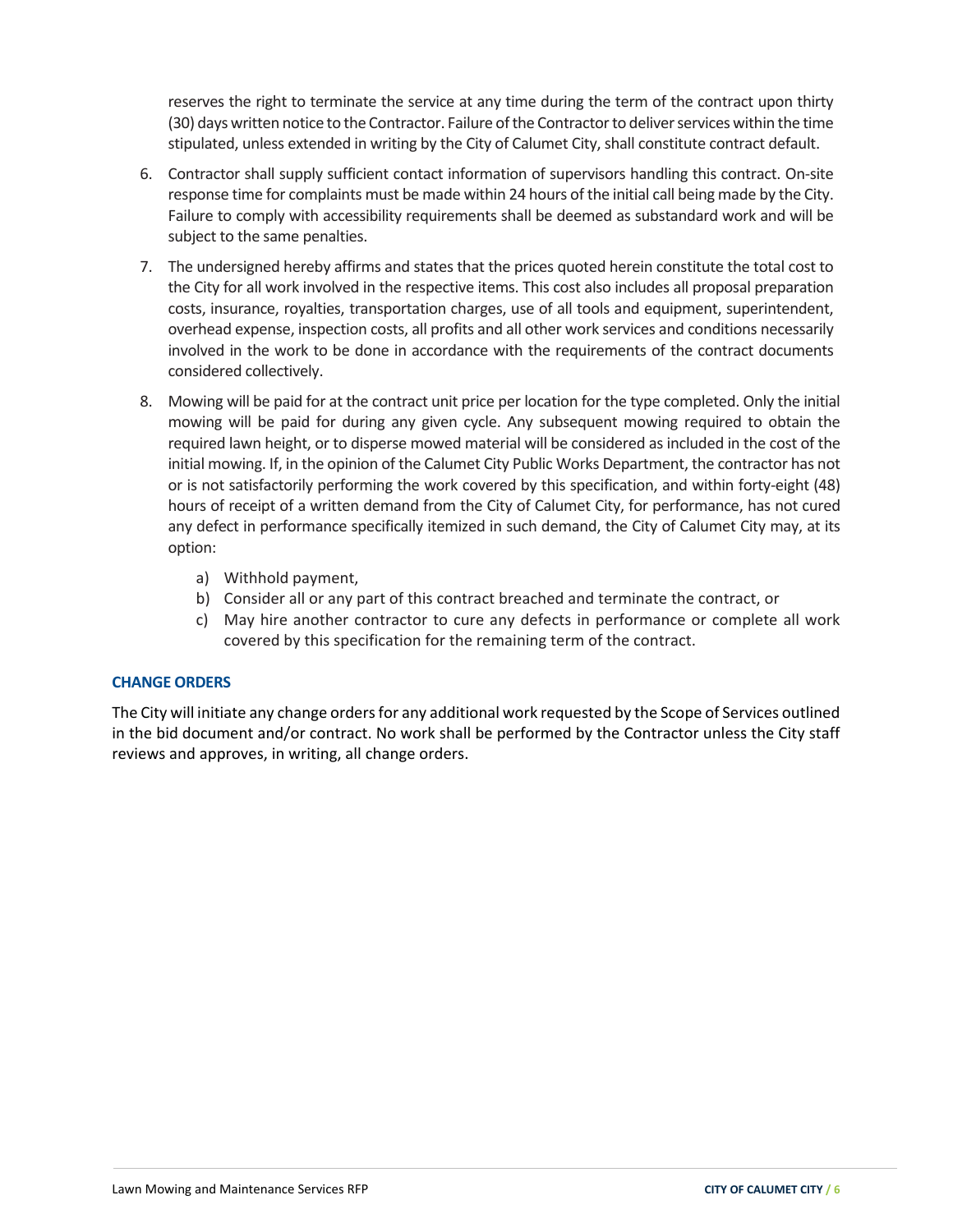reserves the right to terminate the service at any time during the term of the contract upon thirty (30) days written notice to the Contractor. Failure of the Contractor to deliver services within the time stipulated, unless extended in writing by the City of Calumet City, shall constitute contract default.

6. Contractor shall supply sufficient contact information of supervisors handling this contract. On-site response time for complaints must be made within 24 hours of the initial call being made by the City. Failure to comply with accessibility requirements shall be deemed as substandard work and will be subject to the same penalties.

7. The undersigned hereby affirms and states that the prices quoted herein constitute the total cost to the City for all work involved in the respective items. This cost also includes all proposal preparation costs, insurance, royalties, transportation charges, use of all tools and equipment, superintendent, overhead expense, inspection costs, all profits and all other work services and conditions necessarily involved in the work to be done in accordance with the requirements of the contract documents considered collectively.

8. Mowing will be paid for at the contract unit price per location for the type completed. Only the initial mowing will be paid for during any given cycle. Any subsequent mowing required to obtain the required lawn height, or to disperse mowed material will be considered as included in the cost of the initial mowing. If, in the opinion of the Calumet City Public Works Department, the contractor has not or is not satisfactorily performing the work covered by this specification, and within forty-eight (48) hours of receipt of a written demand from the City of Calumet City, for performance, has not cured any defect in performance specifically itemized in such demand, the City of Calumet City may, at its option:

   a) Withhold payment,
   b) Consider all or any part of this contract breached and terminate the contract, or
   c) May hire another contractor to cure any defects in performance or complete all work covered by this specification for the remaining term of the contract.

## CHANGE ORDERS

The City will initiate any change orders for any additional work requested by the Scope of Services outlined in the bid document and/or contract. No work shall be performed by the Contractor unless the City staff reviews and approves, in writing, all change orders.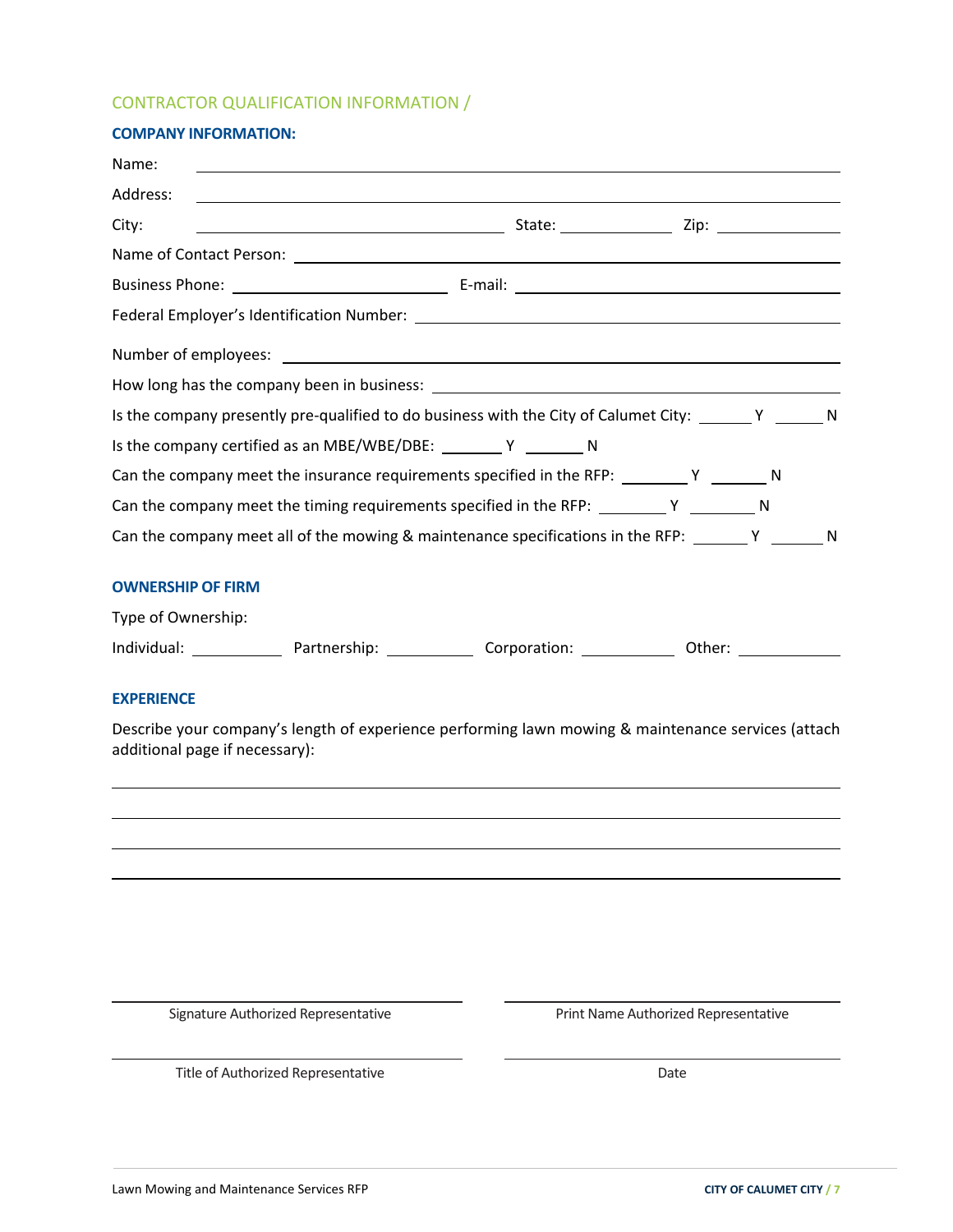## CONTRACTOR QUALIFICATION INFORMATION /

**COMPANY INFORMATION:**

Name: ______________________________________________

Address: ______________________________________________

City: ____________________ State: __________ Zip: __________

Name of Contact Person: ______________________________________________

Business Phone: ____________________ E-mail: ____________________

Federal Employer's Identification Number: ______________________________________________

Number of employees: ______________________________________________

How long has the company been in business: ______________________________________________

Is the company presently pre-qualified to do business with the City of Calumet City: ______ Y ______ N

Is the company certified as an MBE/WBE/DBE: ______ Y ______ N

Can the company meet the insurance requirements specified in the RFP: ______ Y ______ N

Can the company meet the timing requirements specified in the RFP: ______ Y ______ N

Can the company meet all of the mowing & maintenance specifications in the RFP: ______ Y ______ N

**OWNERSHIP OF FIRM**

Type of Ownership:

Individual: __________ Partnership: __________ Corporation: __________ Other: __________

**EXPERIENCE**

Describe your company's length of experience performing lawn mowing & maintenance services (attach additional page if necessary):

______________________________________________

______________________________________________

______________________________________________

______________________________________________

| ______________________________ | ______________________________ |
|---|---|
| Signature Authorized Representative | Print Name Authorized Representative |
| ______________________________ | ______________________________ |
| Title of Authorized Representative | Date |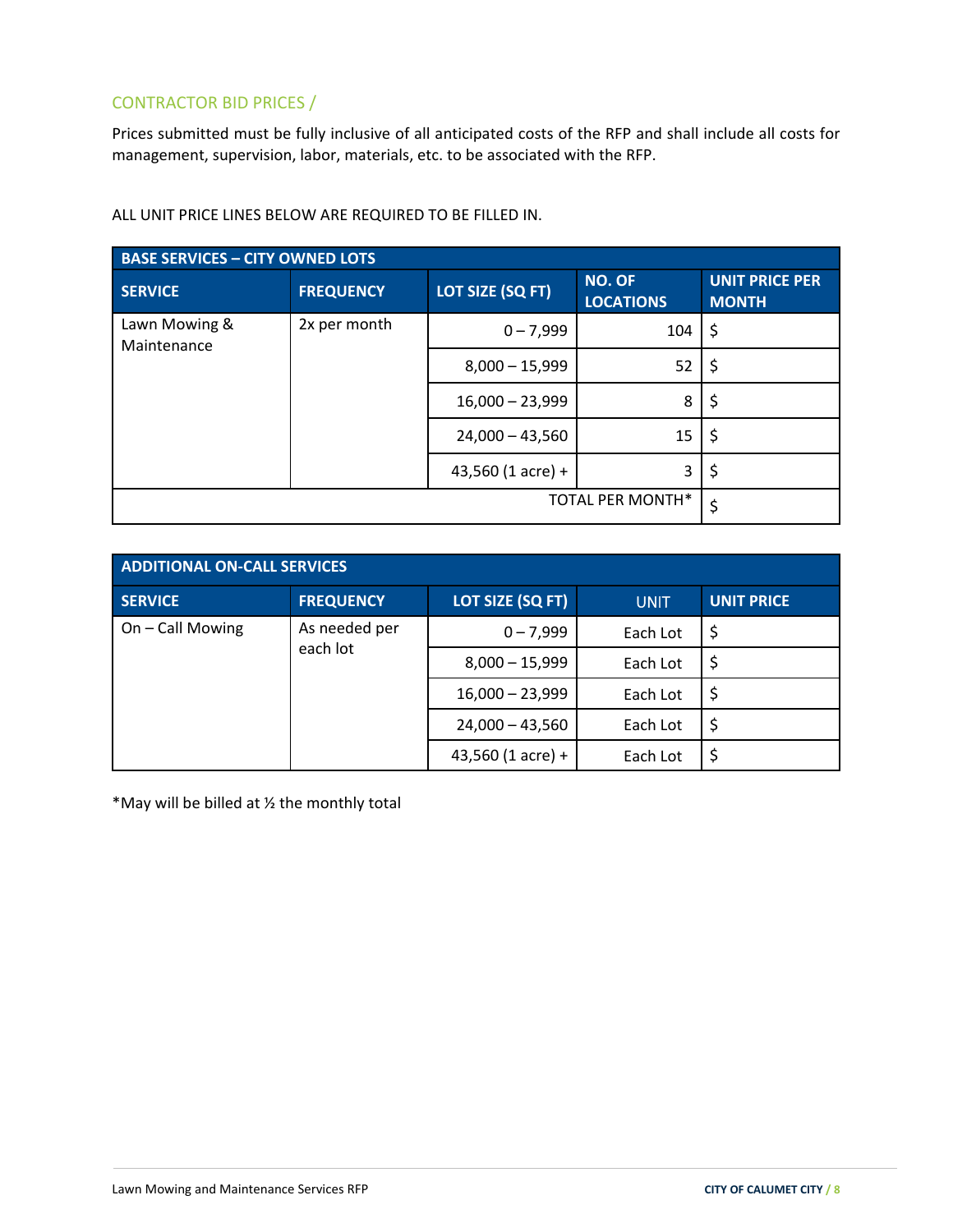## CONTRACTOR BID PRICES /

Prices submitted must be fully inclusive of all anticipated costs of the RFP and shall include all costs for management, supervision, labor, materials, etc. to be associated with the RFP.

ALL UNIT PRICE LINES BELOW ARE REQUIRED TO BE FILLED IN.

| BASE SERVICES – CITY OWNED LOTS | | | | |
|---|---|---|---|---|
| **SERVICE** | **FREQUENCY** | **LOT SIZE (SQ FT)** | **NO. OF LOCATIONS** | **UNIT PRICE PER MONTH** |
| Lawn Mowing & Maintenance | 2x per month | 0 – 7,999 | 104 | $ |
| | | 8,000 – 15,999 | 52 | $ |
| | | 16,000 – 23,999 | 8 | $ |
| | | 24,000 – 43,560 | 15 | $ |
| | | 43,560 (1 acre) + | 3 | $ |
| | | | TOTAL PER MONTH* | $ |

| ADDITIONAL ON-CALL SERVICES | | | | |
|---|---|---|---|---|
| **SERVICE** | **FREQUENCY** | **LOT SIZE (SQ FT)** | **UNIT** | **UNIT PRICE** |
| On – Call Mowing | As needed per each lot | 0 – 7,999 | Each Lot | $ |
| | | 8,000 – 15,999 | Each Lot | $ |
| | | 16,000 – 23,999 | Each Lot | $ |
| | | 24,000 – 43,560 | Each Lot | $ |
| | | 43,560 (1 acre) + | Each Lot | $ |

*May will be billed at ½ the monthly total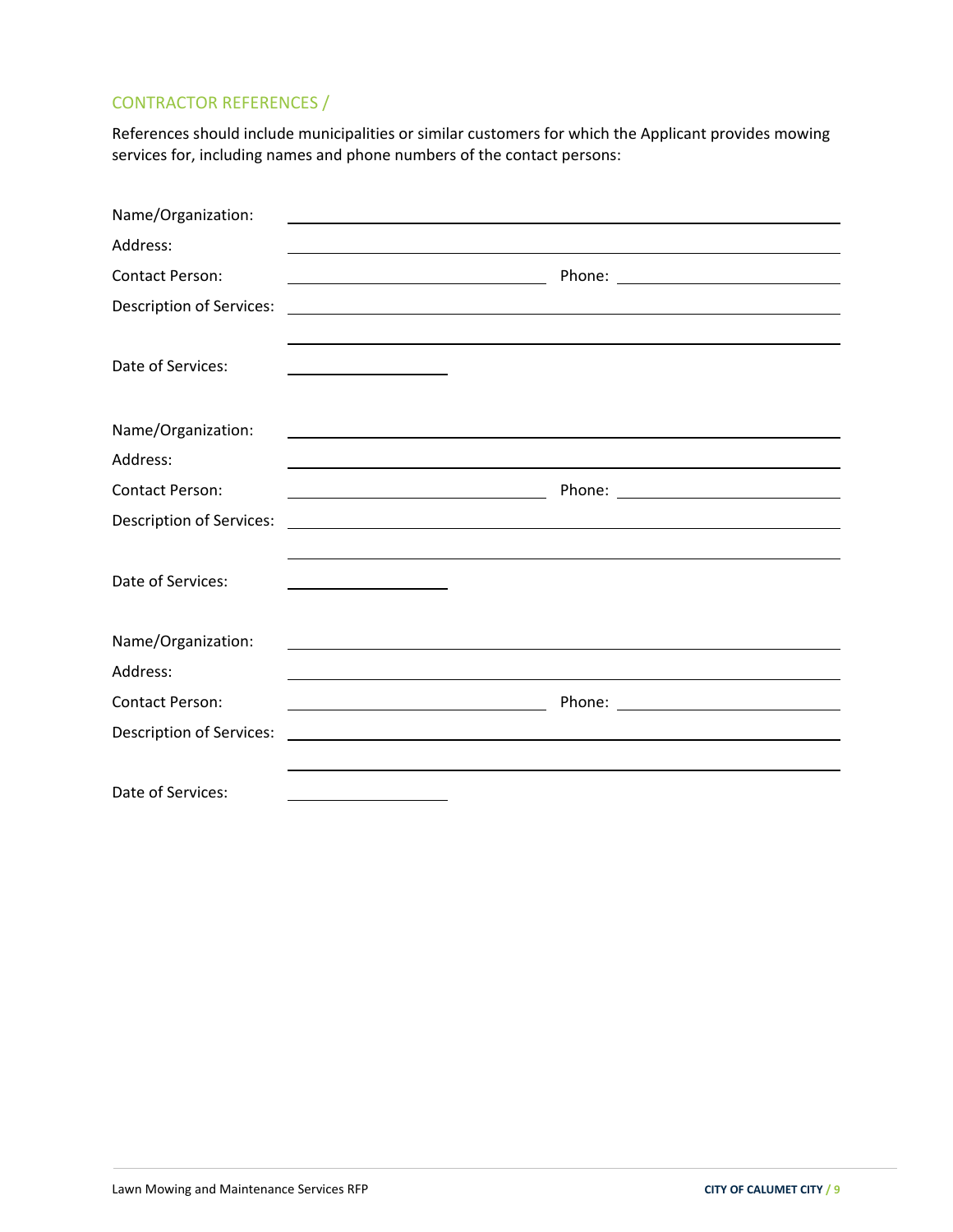## CONTRACTOR REFERENCES /

References should include municipalities or similar customers for which the Applicant provides mowing services for, including names and phone numbers of the contact persons:

Name/Organization: ______________________________________________

Address: ______________________________________________

Contact Person: ____________________ Phone: ____________________

Description of Services: ______________________________________________

______________________________________________

Date of Services: ____________

Name/Organization: ______________________________________________

Address: ______________________________________________

Contact Person: ____________________ Phone: ____________________

Description of Services: ______________________________________________

______________________________________________

Date of Services: ____________

Name/Organization: ______________________________________________

Address: ______________________________________________

Contact Person: ____________________ Phone: ____________________

Description of Services: ______________________________________________

______________________________________________

Date of Services: ____________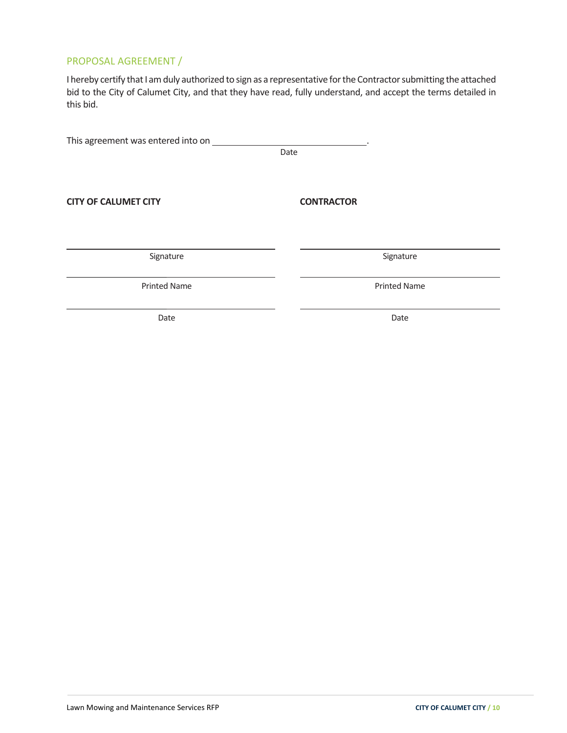## PROPOSAL AGREEMENT /

I hereby certify that I am duly authorized to sign as a representative for the Contractor submitting the attached bid to the City of Calumet City, and that they have read, fully understand, and accept the terms detailed in this bid.

This agreement was entered into on ______________________________.
Date

| **CITY OF CALUMET CITY** | **CONTRACTOR** |
|---|---|
| ______________________________ | ______________________________ |
| Signature | Signature |
| ______________________________ | ______________________________ |
| Printed Name | Printed Name |
| ______________________________ | ______________________________ |
| Date | Date |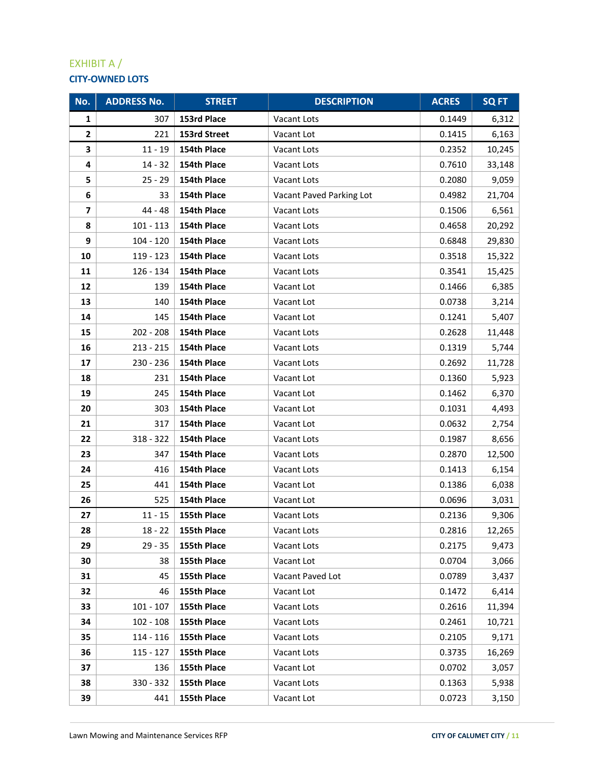## EXHIBIT A /

## CITY-OWNED LOTS

| No. | ADDRESS No. | STREET | DESCRIPTION | ACRES | SQ FT |
|---|---|---|---|---|---|
| 1 | 307 | **153rd Place** | Vacant Lots | 0.1449 | 6,312 |
| 2 | 221 | **153rd Street** | Vacant Lot | 0.1415 | 6,163 |
| 3 | 11 - 19 | **154th Place** | Vacant Lots | 0.2352 | 10,245 |
| 4 | 14 - 32 | **154th Place** | Vacant Lots | 0.7610 | 33,148 |
| 5 | 25 - 29 | **154th Place** | Vacant Lots | 0.2080 | 9,059 |
| 6 | 33 | **154th Place** | Vacant Paved Parking Lot | 0.4982 | 21,704 |
| 7 | 44 - 48 | **154th Place** | Vacant Lots | 0.1506 | 6,561 |
| 8 | 101 - 113 | **154th Place** | Vacant Lots | 0.4658 | 20,292 |
| 9 | 104 - 120 | **154th Place** | Vacant Lots | 0.6848 | 29,830 |
| 10 | 119 - 123 | **154th Place** | Vacant Lots | 0.3518 | 15,322 |
| 11 | 126 - 134 | **154th Place** | Vacant Lots | 0.3541 | 15,425 |
| 12 | 139 | **154th Place** | Vacant Lot | 0.1466 | 6,385 |
| 13 | 140 | **154th Place** | Vacant Lot | 0.0738 | 3,214 |
| 14 | 145 | **154th Place** | Vacant Lot | 0.1241 | 5,407 |
| 15 | 202 - 208 | **154th Place** | Vacant Lots | 0.2628 | 11,448 |
| 16 | 213 - 215 | **154th Place** | Vacant Lots | 0.1319 | 5,744 |
| 17 | 230 - 236 | **154th Place** | Vacant Lots | 0.2692 | 11,728 |
| 18 | 231 | **154th Place** | Vacant Lot | 0.1360 | 5,923 |
| 19 | 245 | **154th Place** | Vacant Lot | 0.1462 | 6,370 |
| 20 | 303 | **154th Place** | Vacant Lot | 0.1031 | 4,493 |
| 21 | 317 | **154th Place** | Vacant Lot | 0.0632 | 2,754 |
| 22 | 318 - 322 | **154th Place** | Vacant Lots | 0.1987 | 8,656 |
| 23 | 347 | **154th Place** | Vacant Lots | 0.2870 | 12,500 |
| 24 | 416 | **154th Place** | Vacant Lots | 0.1413 | 6,154 |
| 25 | 441 | **154th Place** | Vacant Lot | 0.1386 | 6,038 |
| 26 | 525 | **154th Place** | Vacant Lot | 0.0696 | 3,031 |
| 27 | 11 - 15 | **155th Place** | Vacant Lots | 0.2136 | 9,306 |
| 28 | 18 - 22 | **155th Place** | Vacant Lots | 0.2816 | 12,265 |
| 29 | 29 - 35 | **155th Place** | Vacant Lots | 0.2175 | 9,473 |
| 30 | 38 | **155th Place** | Vacant Lot | 0.0704 | 3,066 |
| 31 | 45 | **155th Place** | Vacant Paved Lot | 0.0789 | 3,437 |
| 32 | 46 | **155th Place** | Vacant Lot | 0.1472 | 6,414 |
| 33 | 101 - 107 | **155th Place** | Vacant Lots | 0.2616 | 11,394 |
| 34 | 102 - 108 | **155th Place** | Vacant Lots | 0.2461 | 10,721 |
| 35 | 114 - 116 | **155th Place** | Vacant Lots | 0.2105 | 9,171 |
| 36 | 115 - 127 | **155th Place** | Vacant Lots | 0.3735 | 16,269 |
| 37 | 136 | **155th Place** | Vacant Lot | 0.0702 | 3,057 |
| 38 | 330 - 332 | **155th Place** | Vacant Lots | 0.1363 | 5,938 |
| 39 | 441 | **155th Place** | Vacant Lot | 0.0723 | 3,150 |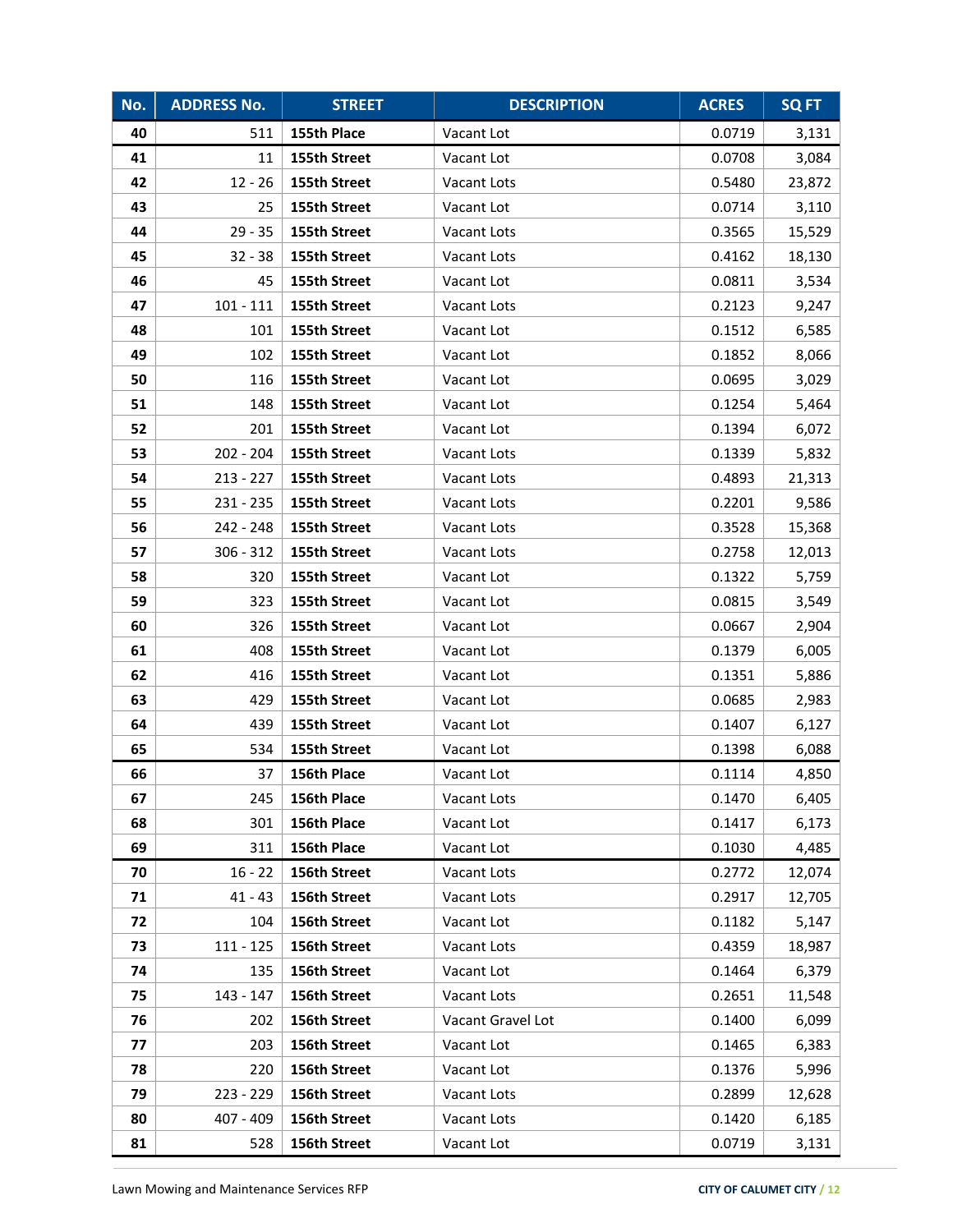| No. | ADDRESS No. | STREET | DESCRIPTION | ACRES | SQ FT |
|---|---|---|---|---|---|
| 40 | 511 | 155th Place | Vacant Lot | 0.0719 | 3,131 |
| 41 | 11 | 155th Street | Vacant Lot | 0.0708 | 3,084 |
| 42 | 12 - 26 | 155th Street | Vacant Lots | 0.5480 | 23,872 |
| 43 | 25 | 155th Street | Vacant Lot | 0.0714 | 3,110 |
| 44 | 29 - 35 | 155th Street | Vacant Lots | 0.3565 | 15,529 |
| 45 | 32 - 38 | 155th Street | Vacant Lots | 0.4162 | 18,130 |
| 46 | 45 | 155th Street | Vacant Lot | 0.0811 | 3,534 |
| 47 | 101 - 111 | 155th Street | Vacant Lots | 0.2123 | 9,247 |
| 48 | 101 | 155th Street | Vacant Lot | 0.1512 | 6,585 |
| 49 | 102 | 155th Street | Vacant Lot | 0.1852 | 8,066 |
| 50 | 116 | 155th Street | Vacant Lot | 0.0695 | 3,029 |
| 51 | 148 | 155th Street | Vacant Lot | 0.1254 | 5,464 |
| 52 | 201 | 155th Street | Vacant Lot | 0.1394 | 6,072 |
| 53 | 202 - 204 | 155th Street | Vacant Lots | 0.1339 | 5,832 |
| 54 | 213 - 227 | 155th Street | Vacant Lots | 0.4893 | 21,313 |
| 55 | 231 - 235 | 155th Street | Vacant Lots | 0.2201 | 9,586 |
| 56 | 242 - 248 | 155th Street | Vacant Lots | 0.3528 | 15,368 |
| 57 | 306 - 312 | 155th Street | Vacant Lots | 0.2758 | 12,013 |
| 58 | 320 | 155th Street | Vacant Lot | 0.1322 | 5,759 |
| 59 | 323 | 155th Street | Vacant Lot | 0.0815 | 3,549 |
| 60 | 326 | 155th Street | Vacant Lot | 0.0667 | 2,904 |
| 61 | 408 | 155th Street | Vacant Lot | 0.1379 | 6,005 |
| 62 | 416 | 155th Street | Vacant Lot | 0.1351 | 5,886 |
| 63 | 429 | 155th Street | Vacant Lot | 0.0685 | 2,983 |
| 64 | 439 | 155th Street | Vacant Lot | 0.1407 | 6,127 |
| 65 | 534 | 155th Street | Vacant Lot | 0.1398 | 6,088 |
| 66 | 37 | 156th Place | Vacant Lot | 0.1114 | 4,850 |
| 67 | 245 | 156th Place | Vacant Lots | 0.1470 | 6,405 |
| 68 | 301 | 156th Place | Vacant Lot | 0.1417 | 6,173 |
| 69 | 311 | 156th Place | Vacant Lot | 0.1030 | 4,485 |
| 70 | 16 - 22 | 156th Street | Vacant Lots | 0.2772 | 12,074 |
| 71 | 41 - 43 | 156th Street | Vacant Lots | 0.2917 | 12,705 |
| 72 | 104 | 156th Street | Vacant Lot | 0.1182 | 5,147 |
| 73 | 111 - 125 | 156th Street | Vacant Lots | 0.4359 | 18,987 |
| 74 | 135 | 156th Street | Vacant Lot | 0.1464 | 6,379 |
| 75 | 143 - 147 | 156th Street | Vacant Lots | 0.2651 | 11,548 |
| 76 | 202 | 156th Street | Vacant Gravel Lot | 0.1400 | 6,099 |
| 77 | 203 | 156th Street | Vacant Lot | 0.1465 | 6,383 |
| 78 | 220 | 156th Street | Vacant Lot | 0.1376 | 5,996 |
| 79 | 223 - 229 | 156th Street | Vacant Lots | 0.2899 | 12,628 |
| 80 | 407 - 409 | 156th Street | Vacant Lots | 0.1420 | 6,185 |
| 81 | 528 | 156th Street | Vacant Lot | 0.0719 | 3,131 |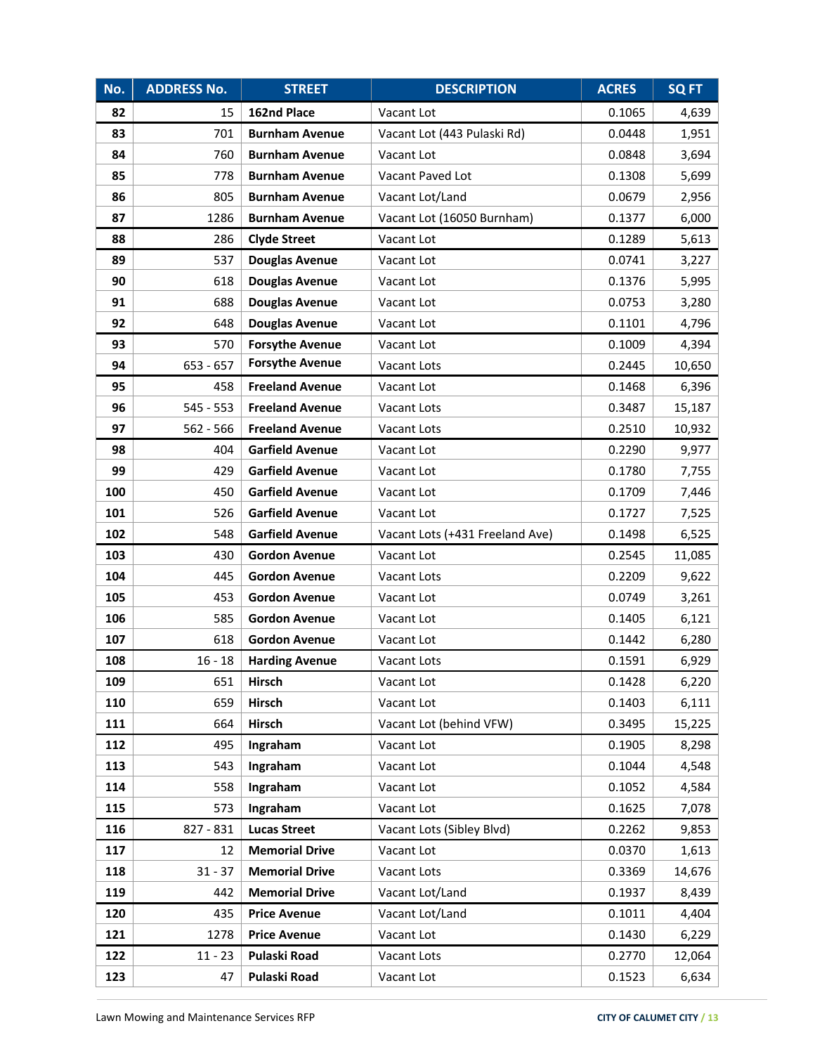| No. | ADDRESS No. | STREET | DESCRIPTION | ACRES | SQ FT |
|---|---|---|---|---|---|
| 82 | 15 | 162nd Place | Vacant Lot | 0.1065 | 4,639 |
| 83 | 701 | Burnham Avenue | Vacant Lot (443 Pulaski Rd) | 0.0448 | 1,951 |
| 84 | 760 | Burnham Avenue | Vacant Lot | 0.0848 | 3,694 |
| 85 | 778 | Burnham Avenue | Vacant Paved Lot | 0.1308 | 5,699 |
| 86 | 805 | Burnham Avenue | Vacant Lot/Land | 0.0679 | 2,956 |
| 87 | 1286 | Burnham Avenue | Vacant Lot (16050 Burnham) | 0.1377 | 6,000 |
| 88 | 286 | Clyde Street | Vacant Lot | 0.1289 | 5,613 |
| 89 | 537 | Douglas Avenue | Vacant Lot | 0.0741 | 3,227 |
| 90 | 618 | Douglas Avenue | Vacant Lot | 0.1376 | 5,995 |
| 91 | 688 | Douglas Avenue | Vacant Lot | 0.0753 | 3,280 |
| 92 | 648 | Douglas Avenue | Vacant Lot | 0.1101 | 4,796 |
| 93 | 570 | Forsythe Avenue | Vacant Lot | 0.1009 | 4,394 |
| 94 | 653 - 657 | Forsythe Avenue | Vacant Lots | 0.2445 | 10,650 |
| 95 | 458 | Freeland Avenue | Vacant Lot | 0.1468 | 6,396 |
| 96 | 545 - 553 | Freeland Avenue | Vacant Lots | 0.3487 | 15,187 |
| 97 | 562 - 566 | Freeland Avenue | Vacant Lots | 0.2510 | 10,932 |
| 98 | 404 | Garfield Avenue | Vacant Lot | 0.2290 | 9,977 |
| 99 | 429 | Garfield Avenue | Vacant Lot | 0.1780 | 7,755 |
| 100 | 450 | Garfield Avenue | Vacant Lot | 0.1709 | 7,446 |
| 101 | 526 | Garfield Avenue | Vacant Lot | 0.1727 | 7,525 |
| 102 | 548 | Garfield Avenue | Vacant Lots (+431 Freeland Ave) | 0.1498 | 6,525 |
| 103 | 430 | Gordon Avenue | Vacant Lot | 0.2545 | 11,085 |
| 104 | 445 | Gordon Avenue | Vacant Lots | 0.2209 | 9,622 |
| 105 | 453 | Gordon Avenue | Vacant Lot | 0.0749 | 3,261 |
| 106 | 585 | Gordon Avenue | Vacant Lot | 0.1405 | 6,121 |
| 107 | 618 | Gordon Avenue | Vacant Lot | 0.1442 | 6,280 |
| 108 | 16 - 18 | Harding Avenue | Vacant Lots | 0.1591 | 6,929 |
| 109 | 651 | Hirsch | Vacant Lot | 0.1428 | 6,220 |
| 110 | 659 | Hirsch | Vacant Lot | 0.1403 | 6,111 |
| 111 | 664 | Hirsch | Vacant Lot (behind VFW) | 0.3495 | 15,225 |
| 112 | 495 | Ingraham | Vacant Lot | 0.1905 | 8,298 |
| 113 | 543 | Ingraham | Vacant Lot | 0.1044 | 4,548 |
| 114 | 558 | Ingraham | Vacant Lot | 0.1052 | 4,584 |
| 115 | 573 | Ingraham | Vacant Lot | 0.1625 | 7,078 |
| 116 | 827 - 831 | Lucas Street | Vacant Lots (Sibley Blvd) | 0.2262 | 9,853 |
| 117 | 12 | Memorial Drive | Vacant Lot | 0.0370 | 1,613 |
| 118 | 31 - 37 | Memorial Drive | Vacant Lots | 0.3369 | 14,676 |
| 119 | 442 | Memorial Drive | Vacant Lot/Land | 0.1937 | 8,439 |
| 120 | 435 | Price Avenue | Vacant Lot/Land | 0.1011 | 4,404 |
| 121 | 1278 | Price Avenue | Vacant Lot | 0.1430 | 6,229 |
| 122 | 11 - 23 | Pulaski Road | Vacant Lots | 0.2770 | 12,064 |
| 123 | 47 | Pulaski Road | Vacant Lot | 0.1523 | 6,634 |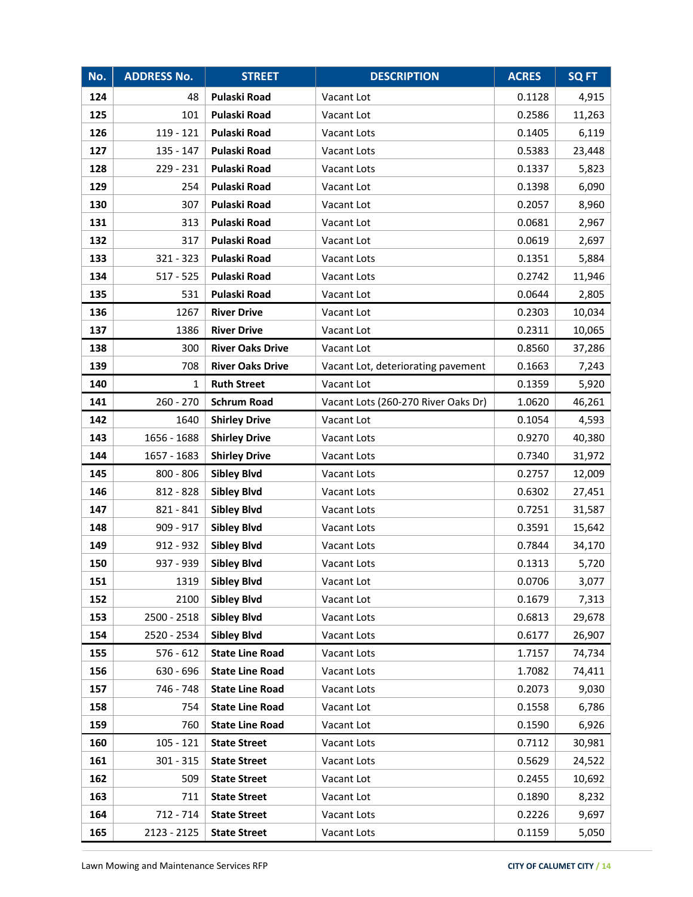| No. | ADDRESS No. | STREET | DESCRIPTION | ACRES | SQ FT |
|---|---|---|---|---|---|
| 124 | 48 | **Pulaski Road** | Vacant Lot | 0.1128 | 4,915 |
| 125 | 101 | **Pulaski Road** | Vacant Lot | 0.2586 | 11,263 |
| 126 | 119 - 121 | **Pulaski Road** | Vacant Lots | 0.1405 | 6,119 |
| 127 | 135 - 147 | **Pulaski Road** | Vacant Lots | 0.5383 | 23,448 |
| 128 | 229 - 231 | **Pulaski Road** | Vacant Lots | 0.1337 | 5,823 |
| 129 | 254 | **Pulaski Road** | Vacant Lot | 0.1398 | 6,090 |
| 130 | 307 | **Pulaski Road** | Vacant Lot | 0.2057 | 8,960 |
| 131 | 313 | **Pulaski Road** | Vacant Lot | 0.0681 | 2,967 |
| 132 | 317 | **Pulaski Road** | Vacant Lot | 0.0619 | 2,697 |
| 133 | 321 - 323 | **Pulaski Road** | Vacant Lots | 0.1351 | 5,884 |
| 134 | 517 - 525 | **Pulaski Road** | Vacant Lots | 0.2742 | 11,946 |
| 135 | 531 | **Pulaski Road** | Vacant Lot | 0.0644 | 2,805 |
| 136 | 1267 | **River Drive** | Vacant Lot | 0.2303 | 10,034 |
| 137 | 1386 | **River Drive** | Vacant Lot | 0.2311 | 10,065 |
| 138 | 300 | **River Oaks Drive** | Vacant Lot | 0.8560 | 37,286 |
| 139 | 708 | **River Oaks Drive** | Vacant Lot, deteriorating pavement | 0.1663 | 7,243 |
| 140 | 1 | **Ruth Street** | Vacant Lot | 0.1359 | 5,920 |
| 141 | 260 - 270 | **Schrum Road** | Vacant Lots (260-270 River Oaks Dr) | 1.0620 | 46,261 |
| 142 | 1640 | **Shirley Drive** | Vacant Lot | 0.1054 | 4,593 |
| 143 | 1656 - 1688 | **Shirley Drive** | Vacant Lots | 0.9270 | 40,380 |
| 144 | 1657 - 1683 | **Shirley Drive** | Vacant Lots | 0.7340 | 31,972 |
| 145 | 800 - 806 | **Sibley Blvd** | Vacant Lots | 0.2757 | 12,009 |
| 146 | 812 - 828 | **Sibley Blvd** | Vacant Lots | 0.6302 | 27,451 |
| 147 | 821 - 841 | **Sibley Blvd** | Vacant Lots | 0.7251 | 31,587 |
| 148 | 909 - 917 | **Sibley Blvd** | Vacant Lots | 0.3591 | 15,642 |
| 149 | 912 - 932 | **Sibley Blvd** | Vacant Lots | 0.7844 | 34,170 |
| 150 | 937 - 939 | **Sibley Blvd** | Vacant Lots | 0.1313 | 5,720 |
| 151 | 1319 | **Sibley Blvd** | Vacant Lot | 0.0706 | 3,077 |
| 152 | 2100 | **Sibley Blvd** | Vacant Lot | 0.1679 | 7,313 |
| 153 | 2500 - 2518 | **Sibley Blvd** | Vacant Lots | 0.6813 | 29,678 |
| 154 | 2520 - 2534 | **Sibley Blvd** | Vacant Lots | 0.6177 | 26,907 |
| 155 | 576 - 612 | **State Line Road** | Vacant Lots | 1.7157 | 74,734 |
| 156 | 630 - 696 | **State Line Road** | Vacant Lots | 1.7082 | 74,411 |
| 157 | 746 - 748 | **State Line Road** | Vacant Lots | 0.2073 | 9,030 |
| 158 | 754 | **State Line Road** | Vacant Lot | 0.1558 | 6,786 |
| 159 | 760 | **State Line Road** | Vacant Lot | 0.1590 | 6,926 |
| 160 | 105 - 121 | **State Street** | Vacant Lots | 0.7112 | 30,981 |
| 161 | 301 - 315 | **State Street** | Vacant Lots | 0.5629 | 24,522 |
| 162 | 509 | **State Street** | Vacant Lot | 0.2455 | 10,692 |
| 163 | 711 | **State Street** | Vacant Lot | 0.1890 | 8,232 |
| 164 | 712 - 714 | **State Street** | Vacant Lots | 0.2226 | 9,697 |
| 165 | 2123 - 2125 | **State Street** | Vacant Lots | 0.1159 | 5,050 |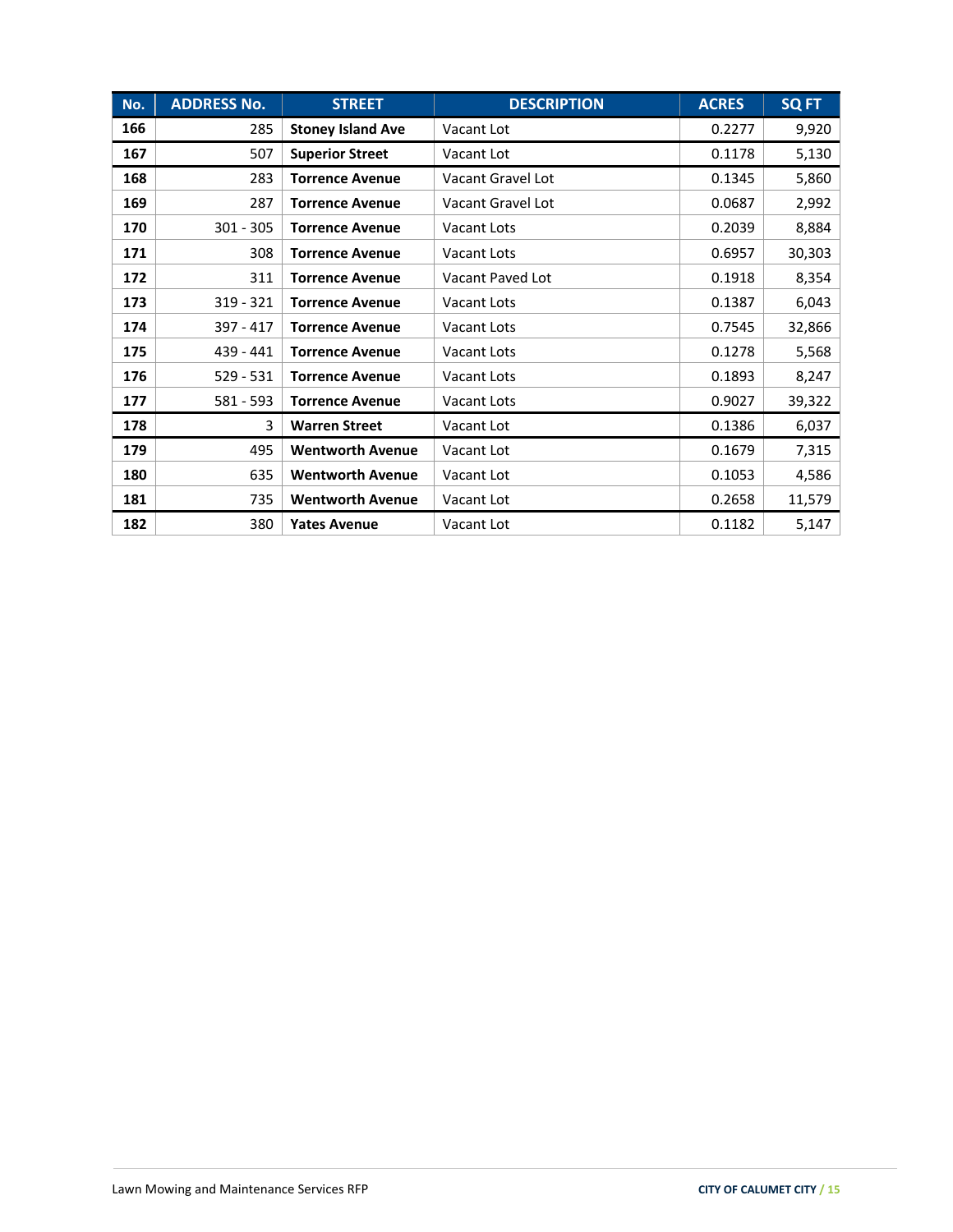| No. | ADDRESS No. | STREET | DESCRIPTION | ACRES | SQ FT |
|---|---|---|---|---|---|
| **166** | 285 | **Stoney Island Ave** | Vacant Lot | 0.2277 | 9,920 |
| **167** | 507 | **Superior Street** | Vacant Lot | 0.1178 | 5,130 |
| **168** | 283 | **Torrence Avenue** | Vacant Gravel Lot | 0.1345 | 5,860 |
| **169** | 287 | **Torrence Avenue** | Vacant Gravel Lot | 0.0687 | 2,992 |
| **170** | 301 - 305 | **Torrence Avenue** | Vacant Lots | 0.2039 | 8,884 |
| **171** | 308 | **Torrence Avenue** | Vacant Lots | 0.6957 | 30,303 |
| **172** | 311 | **Torrence Avenue** | Vacant Paved Lot | 0.1918 | 8,354 |
| **173** | 319 - 321 | **Torrence Avenue** | Vacant Lots | 0.1387 | 6,043 |
| **174** | 397 - 417 | **Torrence Avenue** | Vacant Lots | 0.7545 | 32,866 |
| **175** | 439 - 441 | **Torrence Avenue** | Vacant Lots | 0.1278 | 5,568 |
| **176** | 529 - 531 | **Torrence Avenue** | Vacant Lots | 0.1893 | 8,247 |
| **177** | 581 - 593 | **Torrence Avenue** | Vacant Lots | 0.9027 | 39,322 |
| **178** | 3 | **Warren Street** | Vacant Lot | 0.1386 | 6,037 |
| **179** | 495 | **Wentworth Avenue** | Vacant Lot | 0.1679 | 7,315 |
| **180** | 635 | **Wentworth Avenue** | Vacant Lot | 0.1053 | 4,586 |
| **181** | 735 | **Wentworth Avenue** | Vacant Lot | 0.2658 | 11,579 |
| **182** | 380 | **Yates Avenue** | Vacant Lot | 0.1182 | 5,147 |